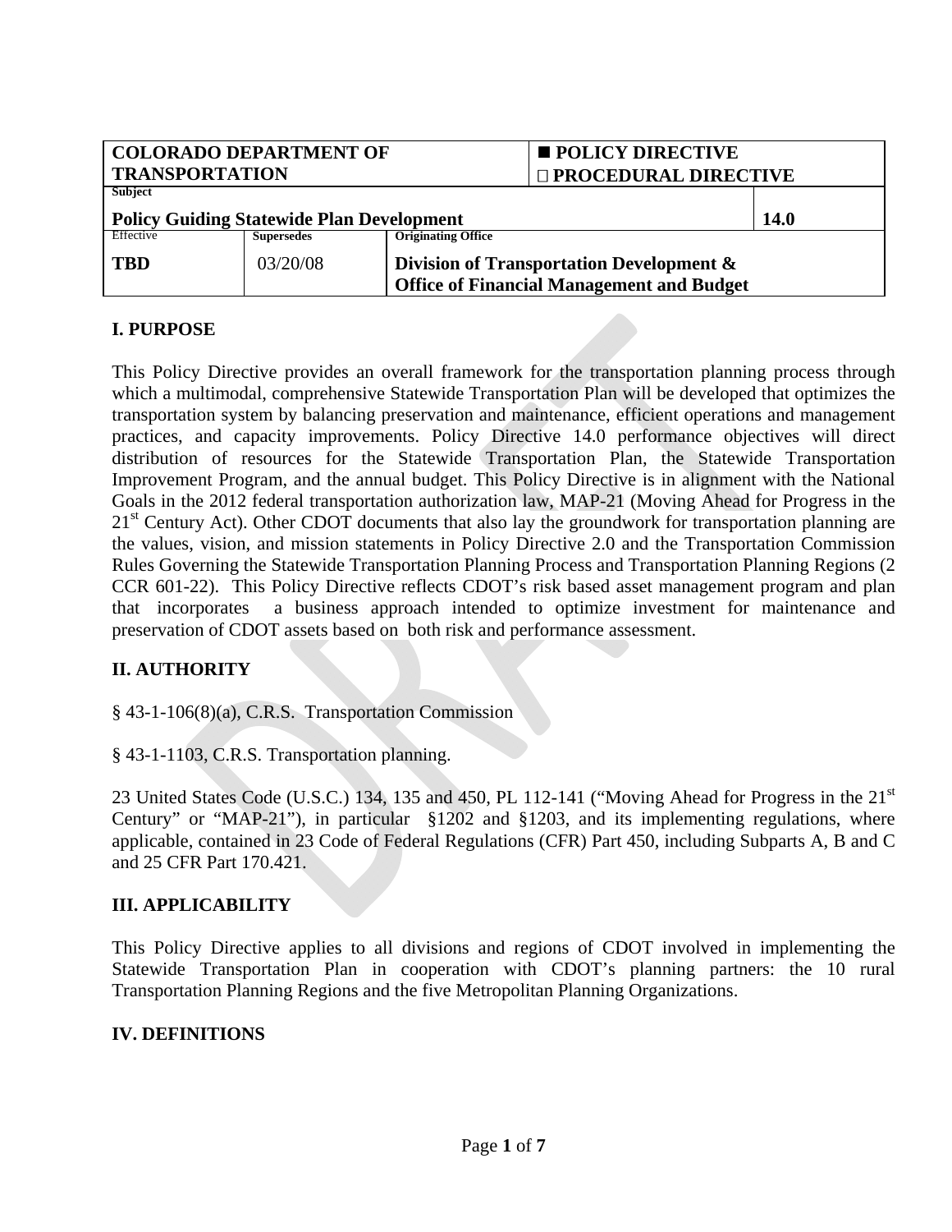| COLORADO DEPARTMENT OF TRANSPORTATION | | ■ POLICY DIRECTIVE<br>□ PROCEDURAL DIRECTIVE | |
|---|---|---|---|
| **Subject**<br>**Policy Guiding Statewide Plan Development** | | | **14.0** |
| Effective<br>**TBD** | **Supersedes**<br>03/20/08 | **Originating Office**<br>**Division of Transportation Development & Office of Financial Management and Budget** | |

## I. PURPOSE

This Policy Directive provides an overall framework for the transportation planning process through which a multimodal, comprehensive Statewide Transportation Plan will be developed that optimizes the transportation system by balancing preservation and maintenance, efficient operations and management practices, and capacity improvements. Policy Directive 14.0 performance objectives will direct distribution of resources for the Statewide Transportation Plan, the Statewide Transportation Improvement Program, and the annual budget. This Policy Directive is in alignment with the National Goals in the 2012 federal transportation authorization law, MAP-21 (Moving Ahead for Progress in the 21st Century Act). Other CDOT documents that also lay the groundwork for transportation planning are the values, vision, and mission statements in Policy Directive 2.0 and the Transportation Commission Rules Governing the Statewide Transportation Planning Process and Transportation Planning Regions (2 CCR 601-22). This Policy Directive reflects CDOT's risk based asset management program and plan that incorporates a business approach intended to optimize investment for maintenance and preservation of CDOT assets based on both risk and performance assessment.

## II. AUTHORITY

§ 43-1-106(8)(a), C.R.S. Transportation Commission

§ 43-1-1103, C.R.S. Transportation planning.

23 United States Code (U.S.C.) 134, 135 and 450, PL 112-141 ("Moving Ahead for Progress in the 21st Century" or "MAP-21"), in particular §1202 and §1203, and its implementing regulations, where applicable, contained in 23 Code of Federal Regulations (CFR) Part 450, including Subparts A, B and C and 25 CFR Part 170.421.

## III. APPLICABILITY

This Policy Directive applies to all divisions and regions of CDOT involved in implementing the Statewide Transportation Plan in cooperation with CDOT's planning partners: the 10 rural Transportation Planning Regions and the five Metropolitan Planning Organizations.

## IV. DEFINITIONS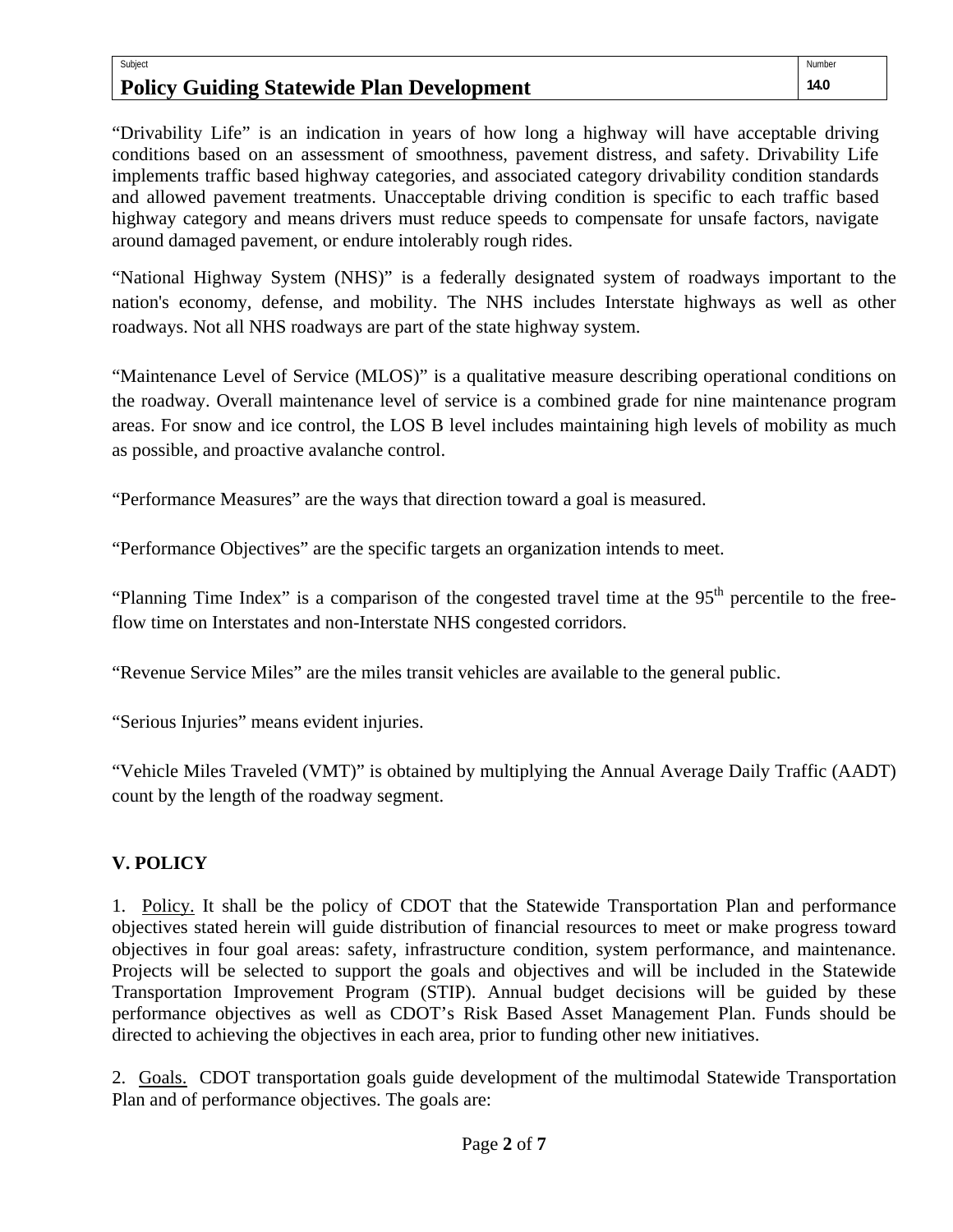"Drivability Life" is an indication in years of how long a highway will have acceptable driving conditions based on an assessment of smoothness, pavement distress, and safety. Drivability Life implements traffic based highway categories, and associated category drivability condition standards and allowed pavement treatments. Unacceptable driving condition is specific to each traffic based highway category and means drivers must reduce speeds to compensate for unsafe factors, navigate around damaged pavement, or endure intolerably rough rides.

"National Highway System (NHS)" is a federally designated system of roadways important to the nation's economy, defense, and mobility. The NHS includes Interstate highways as well as other roadways. Not all NHS roadways are part of the state highway system.

"Maintenance Level of Service (MLOS)" is a qualitative measure describing operational conditions on the roadway. Overall maintenance level of service is a combined grade for nine maintenance program areas. For snow and ice control, the LOS B level includes maintaining high levels of mobility as much as possible, and proactive avalanche control.

"Performance Measures" are the ways that direction toward a goal is measured.

"Performance Objectives" are the specific targets an organization intends to meet.

"Planning Time Index" is a comparison of the congested travel time at the 95th percentile to the free-flow time on Interstates and non-Interstate NHS congested corridors.

"Revenue Service Miles" are the miles transit vehicles are available to the general public.

"Serious Injuries" means evident injuries.

"Vehicle Miles Traveled (VMT)" is obtained by multiplying the Annual Average Daily Traffic (AADT) count by the length of the roadway segment.

## V. POLICY

1. Policy. It shall be the policy of CDOT that the Statewide Transportation Plan and performance objectives stated herein will guide distribution of financial resources to meet or make progress toward objectives in four goal areas: safety, infrastructure condition, system performance, and maintenance. Projects will be selected to support the goals and objectives and will be included in the Statewide Transportation Improvement Program (STIP). Annual budget decisions will be guided by these performance objectives as well as CDOT's Risk Based Asset Management Plan. Funds should be directed to achieving the objectives in each area, prior to funding other new initiatives.

2. Goals. CDOT transportation goals guide development of the multimodal Statewide Transportation Plan and of performance objectives. The goals are: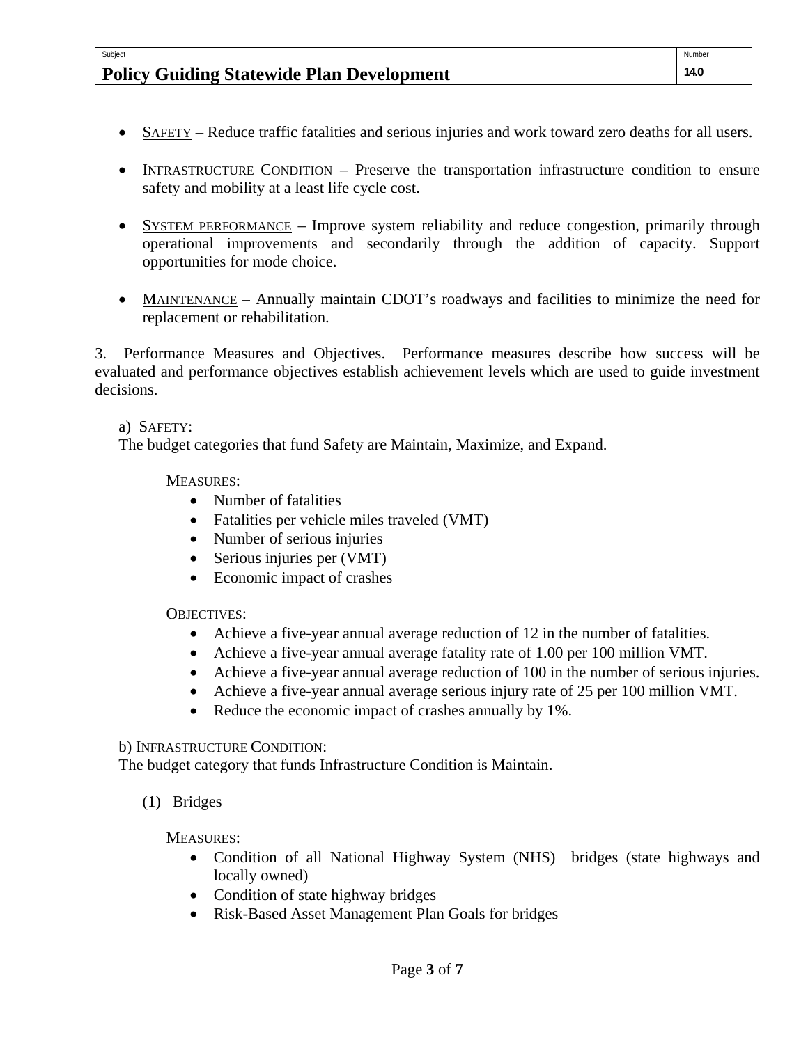- SAFETY – Reduce traffic fatalities and serious injuries and work toward zero deaths for all users.

- INFRASTRUCTURE CONDITION – Preserve the transportation infrastructure condition to ensure safety and mobility at a least life cycle cost.

- SYSTEM PERFORMANCE – Improve system reliability and reduce congestion, primarily through operational improvements and secondarily through the addition of capacity. Support opportunities for mode choice.

- MAINTENANCE – Annually maintain CDOT's roadways and facilities to minimize the need for replacement or rehabilitation.

3. Performance Measures and Objectives. Performance measures describe how success will be evaluated and performance objectives establish achievement levels which are used to guide investment decisions.

a) SAFETY:

The budget categories that fund Safety are Maintain, Maximize, and Expand.

MEASURES:

- Number of fatalities
- Fatalities per vehicle miles traveled (VMT)
- Number of serious injuries
- Serious injuries per (VMT)
- Economic impact of crashes

OBJECTIVES:

- Achieve a five-year annual average reduction of 12 in the number of fatalities.
- Achieve a five-year annual average fatality rate of 1.00 per 100 million VMT.
- Achieve a five-year annual average reduction of 100 in the number of serious injuries.
- Achieve a five-year annual average serious injury rate of 25 per 100 million VMT.
- Reduce the economic impact of crashes annually by 1%.

b) INFRASTRUCTURE CONDITION:

The budget category that funds Infrastructure Condition is Maintain.

(1) Bridges

MEASURES:

- Condition of all National Highway System (NHS) bridges (state highways and locally owned)
- Condition of state highway bridges
- Risk-Based Asset Management Plan Goals for bridges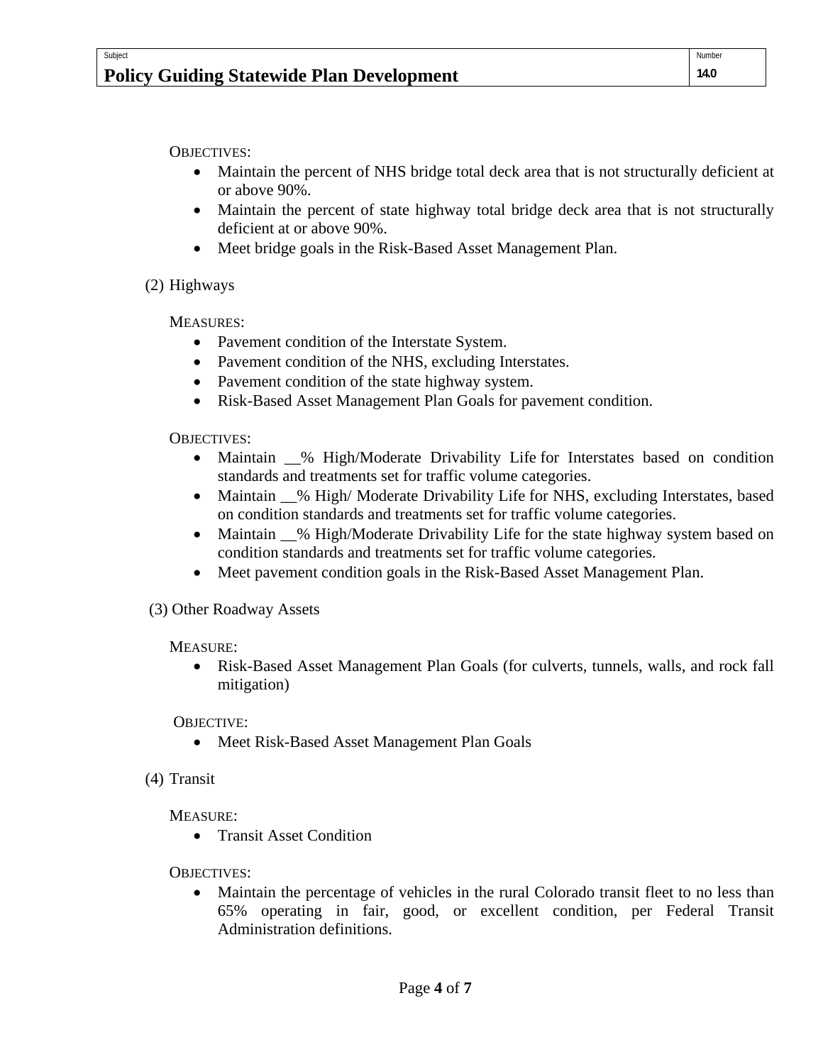OBJECTIVES:

- Maintain the percent of NHS bridge total deck area that is not structurally deficient at or above 90%.
- Maintain the percent of state highway total bridge deck area that is not structurally deficient at or above 90%.
- Meet bridge goals in the Risk-Based Asset Management Plan.

(2) Highways

MEASURES:

- Pavement condition of the Interstate System.
- Pavement condition of the NHS, excluding Interstates.
- Pavement condition of the state highway system.
- Risk-Based Asset Management Plan Goals for pavement condition.

OBJECTIVES:

- Maintain __% High/Moderate Drivability Life for Interstates based on condition standards and treatments set for traffic volume categories.
- Maintain __% High/ Moderate Drivability Life for NHS, excluding Interstates, based on condition standards and treatments set for traffic volume categories.
- Maintain __% High/Moderate Drivability Life for the state highway system based on condition standards and treatments set for traffic volume categories.
- Meet pavement condition goals in the Risk-Based Asset Management Plan.

(3) Other Roadway Assets

MEASURE:

- Risk-Based Asset Management Plan Goals (for culverts, tunnels, walls, and rock fall mitigation)

OBJECTIVE:

- Meet Risk-Based Asset Management Plan Goals

(4) Transit

MEASURE:

- Transit Asset Condition

OBJECTIVES:

- Maintain the percentage of vehicles in the rural Colorado transit fleet to no less than 65% operating in fair, good, or excellent condition, per Federal Transit Administration definitions.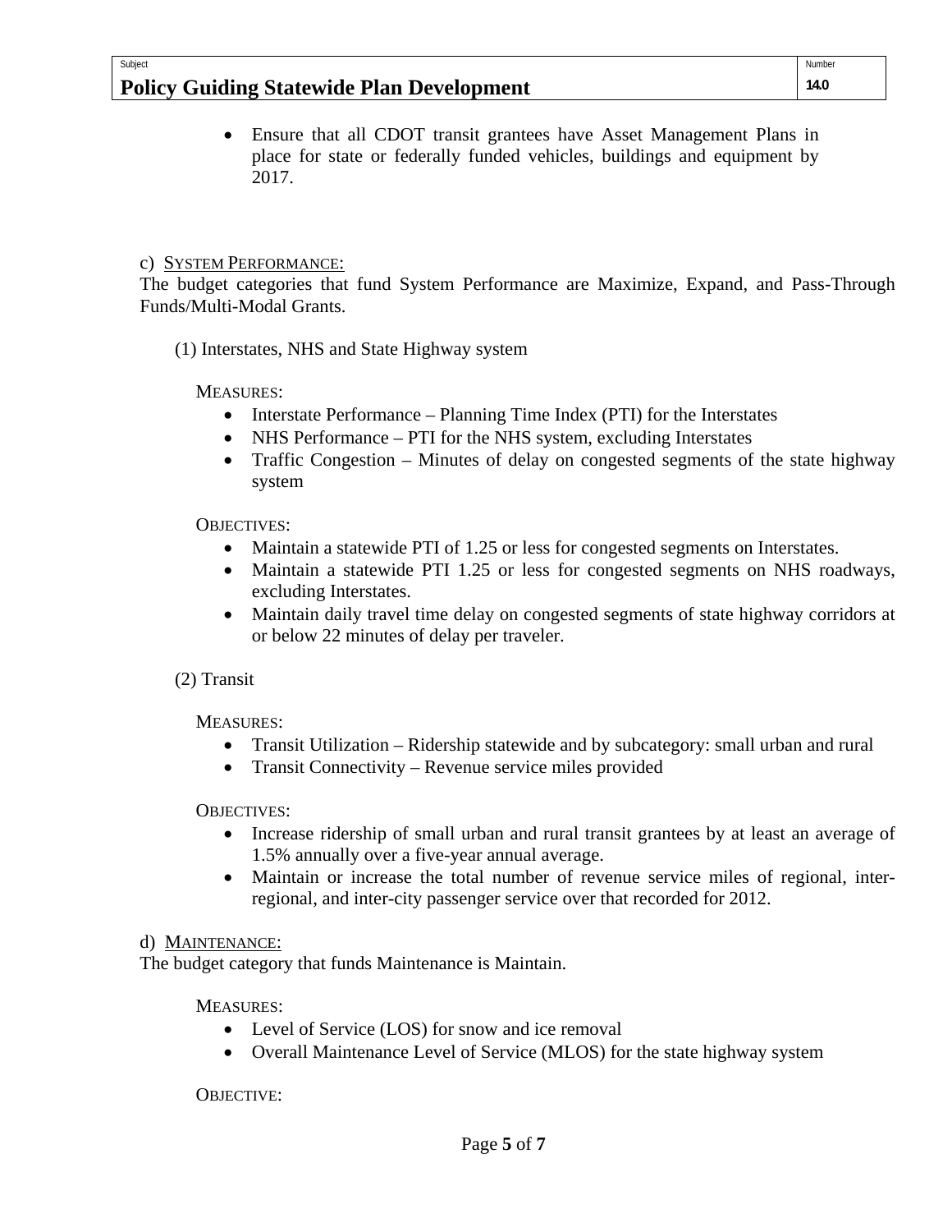- Ensure that all CDOT transit grantees have Asset Management Plans in place for state or federally funded vehicles, buildings and equipment by 2017.

c) SYSTEM PERFORMANCE:

The budget categories that fund System Performance are Maximize, Expand, and Pass-Through Funds/Multi-Modal Grants.

(1) Interstates, NHS and State Highway system

MEASURES:

- Interstate Performance – Planning Time Index (PTI) for the Interstates
- NHS Performance – PTI for the NHS system, excluding Interstates
- Traffic Congestion – Minutes of delay on congested segments of the state highway system

OBJECTIVES:

- Maintain a statewide PTI of 1.25 or less for congested segments on Interstates.
- Maintain a statewide PTI 1.25 or less for congested segments on NHS roadways, excluding Interstates.
- Maintain daily travel time delay on congested segments of state highway corridors at or below 22 minutes of delay per traveler.

(2) Transit

MEASURES:

- Transit Utilization – Ridership statewide and by subcategory: small urban and rural
- Transit Connectivity – Revenue service miles provided

OBJECTIVES:

- Increase ridership of small urban and rural transit grantees by at least an average of 1.5% annually over a five-year annual average.
- Maintain or increase the total number of revenue service miles of regional, inter-regional, and inter-city passenger service over that recorded for 2012.

d) MAINTENANCE:

The budget category that funds Maintenance is Maintain.

MEASURES:

- Level of Service (LOS) for snow and ice removal
- Overall Maintenance Level of Service (MLOS) for the state highway system

OBJECTIVE: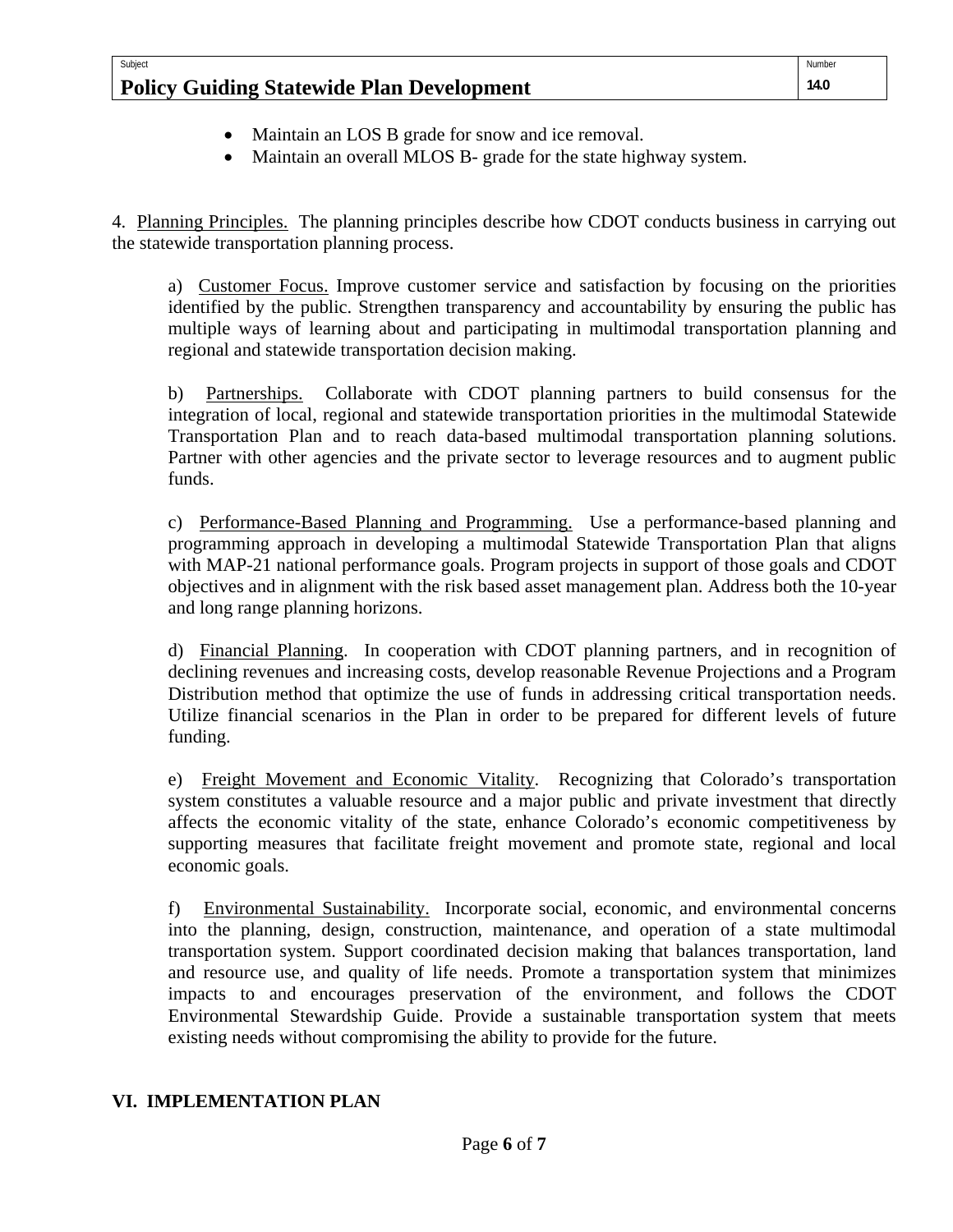- Maintain an LOS B grade for snow and ice removal.
- Maintain an overall MLOS B- grade for the state highway system.

4. Planning Principles. The planning principles describe how CDOT conducts business in carrying out the statewide transportation planning process.

a) Customer Focus. Improve customer service and satisfaction by focusing on the priorities identified by the public. Strengthen transparency and accountability by ensuring the public has multiple ways of learning about and participating in multimodal transportation planning and regional and statewide transportation decision making.

b) Partnerships. Collaborate with CDOT planning partners to build consensus for the integration of local, regional and statewide transportation priorities in the multimodal Statewide Transportation Plan and to reach data-based multimodal transportation planning solutions. Partner with other agencies and the private sector to leverage resources and to augment public funds.

c) Performance-Based Planning and Programming. Use a performance-based planning and programming approach in developing a multimodal Statewide Transportation Plan that aligns with MAP-21 national performance goals. Program projects in support of those goals and CDOT objectives and in alignment with the risk based asset management plan. Address both the 10-year and long range planning horizons.

d) Financial Planning. In cooperation with CDOT planning partners, and in recognition of declining revenues and increasing costs, develop reasonable Revenue Projections and a Program Distribution method that optimize the use of funds in addressing critical transportation needs. Utilize financial scenarios in the Plan in order to be prepared for different levels of future funding.

e) Freight Movement and Economic Vitality. Recognizing that Colorado's transportation system constitutes a valuable resource and a major public and private investment that directly affects the economic vitality of the state, enhance Colorado's economic competitiveness by supporting measures that facilitate freight movement and promote state, regional and local economic goals.

f) Environmental Sustainability. Incorporate social, economic, and environmental concerns into the planning, design, construction, maintenance, and operation of a state multimodal transportation system. Support coordinated decision making that balances transportation, land and resource use, and quality of life needs. Promote a transportation system that minimizes impacts to and encourages preservation of the environment, and follows the CDOT Environmental Stewardship Guide. Provide a sustainable transportation system that meets existing needs without compromising the ability to provide for the future.

## VI. IMPLEMENTATION PLAN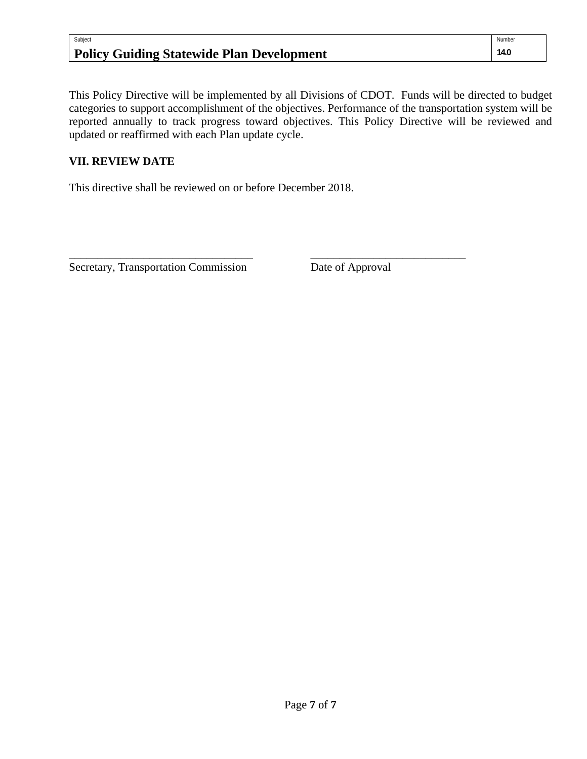This Policy Directive will be implemented by all Divisions of CDOT. Funds will be directed to budget categories to support accomplishment of the objectives. Performance of the transportation system will be reported annually to track progress toward objectives. This Policy Directive will be reviewed and updated or reaffirmed with each Plan update cycle.

## VII. REVIEW DATE

This directive shall be reviewed on or before December 2018.

\_\_\_\_\_\_\_\_\_\_\_\_\_\_\_\_\_\_\_\_\_\_\_\_\_\_\_\_\_\_\_\_\_
Secretary, Transportation Commission

\_\_\_\_\_\_\_\_\_\_\_\_\_\_\_\_\_\_\_\_\_\_\_\_\_\_\_\_\_\_
Date of Approval